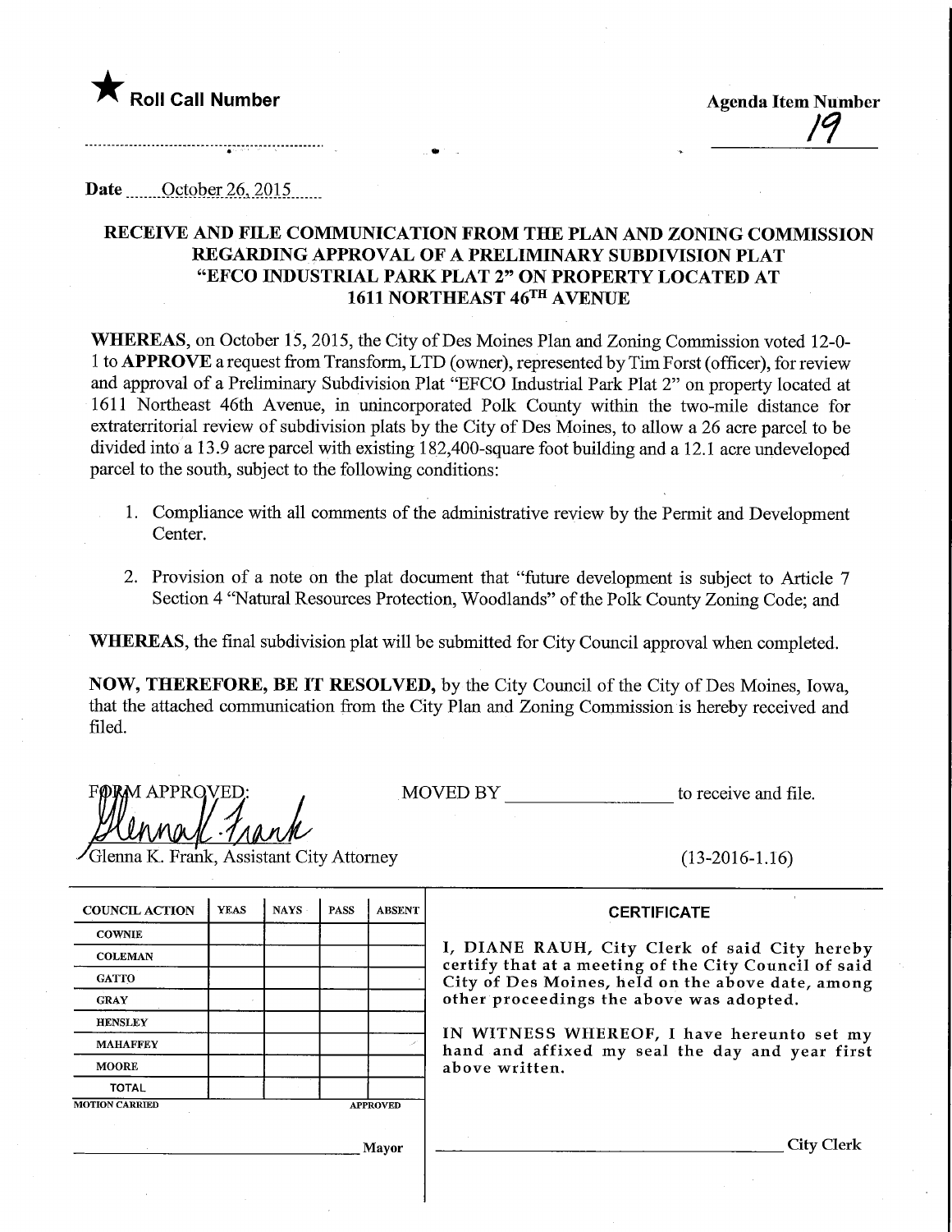★ **Roll Call Number**

**Agenda Item Number**
19

Date October 26, 2015

## RECEIVE AND FILE COMMUNICATION FROM THE PLAN AND ZONING COMMISSION REGARDING APPROVAL OF A PRELIMINARY SUBDIVISION PLAT "EFCO INDUSTRIAL PARK PLAT 2" ON PROPERTY LOCATED AT 1611 NORTHEAST 46TH AVENUE

**WHEREAS**, on October 15, 2015, the City of Des Moines Plan and Zoning Commission voted 12-0-1 to **APPROVE** a request from Transform, LTD (owner), represented by Tim Forst (officer), for review and approval of a Preliminary Subdivision Plat "EFCO Industrial Park Plat 2" on property located at 1611 Northeast 46th Avenue, in unincorporated Polk County within the two-mile distance for extraterritorial review of subdivision plats by the City of Des Moines, to allow a 26 acre parcel to be divided into a 13.9 acre parcel with existing 182,400-square foot building and a 12.1 acre undeveloped parcel to the south, subject to the following conditions:

1. Compliance with all comments of the administrative review by the Permit and Development Center.

2. Provision of a note on the plat document that "future development is subject to Article 7 Section 4 "Natural Resources Protection, Woodlands" of the Polk County Zoning Code; and

**WHEREAS**, the final subdivision plat will be submitted for City Council approval when completed.

**NOW, THEREFORE, BE IT RESOLVED**, by the City Council of the City of Des Moines, Iowa, that the attached communication from the City Plan and Zoning Commission is hereby received and filed.

FORM APPROVED:

Glenna K. Frank, Assistant City Attorney

MOVED BY _______________ to receive and file.

(13-2016-1.16)

| COUNCIL ACTION | YEAS | NAYS | PASS | ABSENT |
|---|---|---|---|---|
| COWNIE | | | | |
| COLEMAN | | | | |
| GATTO | | | | |
| GRAY | | | | |
| HENSLEY | | | | |
| MAHAFFEY | | | | |
| MOORE | | | | |
| TOTAL | | | | |

MOTION CARRIED APPROVED

_______________ Mayor

**CERTIFICATE**

I, DIANE RAUH, City Clerk of said City hereby certify that at a meeting of the City Council of said City of Des Moines, held on the above date, among other proceedings the above was adopted.

IN WITNESS WHEREOF, I have hereunto set my hand and affixed my seal the day and year first above written.

_______________ City Clerk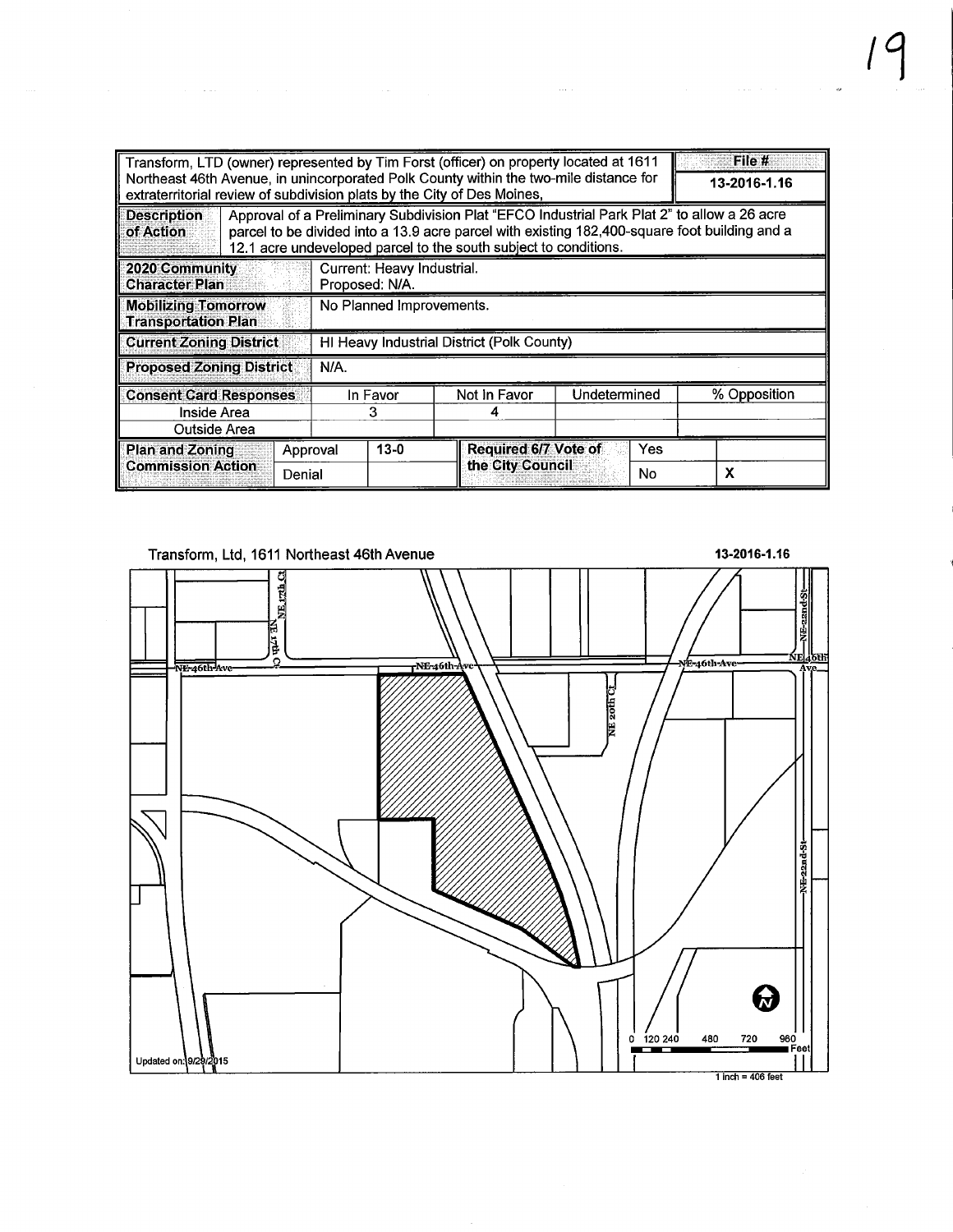| Transform, LTD (owner) represented by Tim Forst (officer) on property located at 1611 Northeast 46th Avenue, in unincorporated Polk County within the two-mile distance for extraterritorial review of subdivision plats by the City of Des Moines, | | | | | | **File #** 13-2016-1.16 |
|---|---|---|---|---|---|---|
| **Description of Action** | Approval of a Preliminary Subdivision Plat "EFCO Industrial Park Plat 2" to allow a 26 acre parcel to be divided into a 13.9 acre parcel with existing 182,400-square foot building and a 12.1 acre undeveloped parcel to the south subject to conditions. | | | | | |
| **2020 Community Character Plan** | Current: Heavy Industrial. Proposed: N/A. | | | | | |
| **Mobilizing Tomorrow Transportation Plan** | No Planned Improvements. | | | | | |
| **Current Zoning District** | HI Heavy Industrial District (Polk County) | | | | | |
| **Proposed Zoning District** | N/A. | | | | | |
| **Consent Card Responses** | In Favor | Not In Favor | Undetermined | | % Opposition | |
| Inside Area | 3 | 4 | | | | |
| Outside Area | | | | | | |
| **Plan and Zoning Commission Action** | Approval | 13-0 | **Required 6/7 Vote of the City Council** | Yes | | |
| | Denial | | | No | X | |

Transform, Ltd, 1611 Northeast 46th Avenue

13-2016-1.16

NE 17th Ct

NE 46th Ave

NE 20th Ct

NE 22nd St

0 120 240 480 720 960 Feet

1 inch = 406 feet

Updated on: 9/29/2015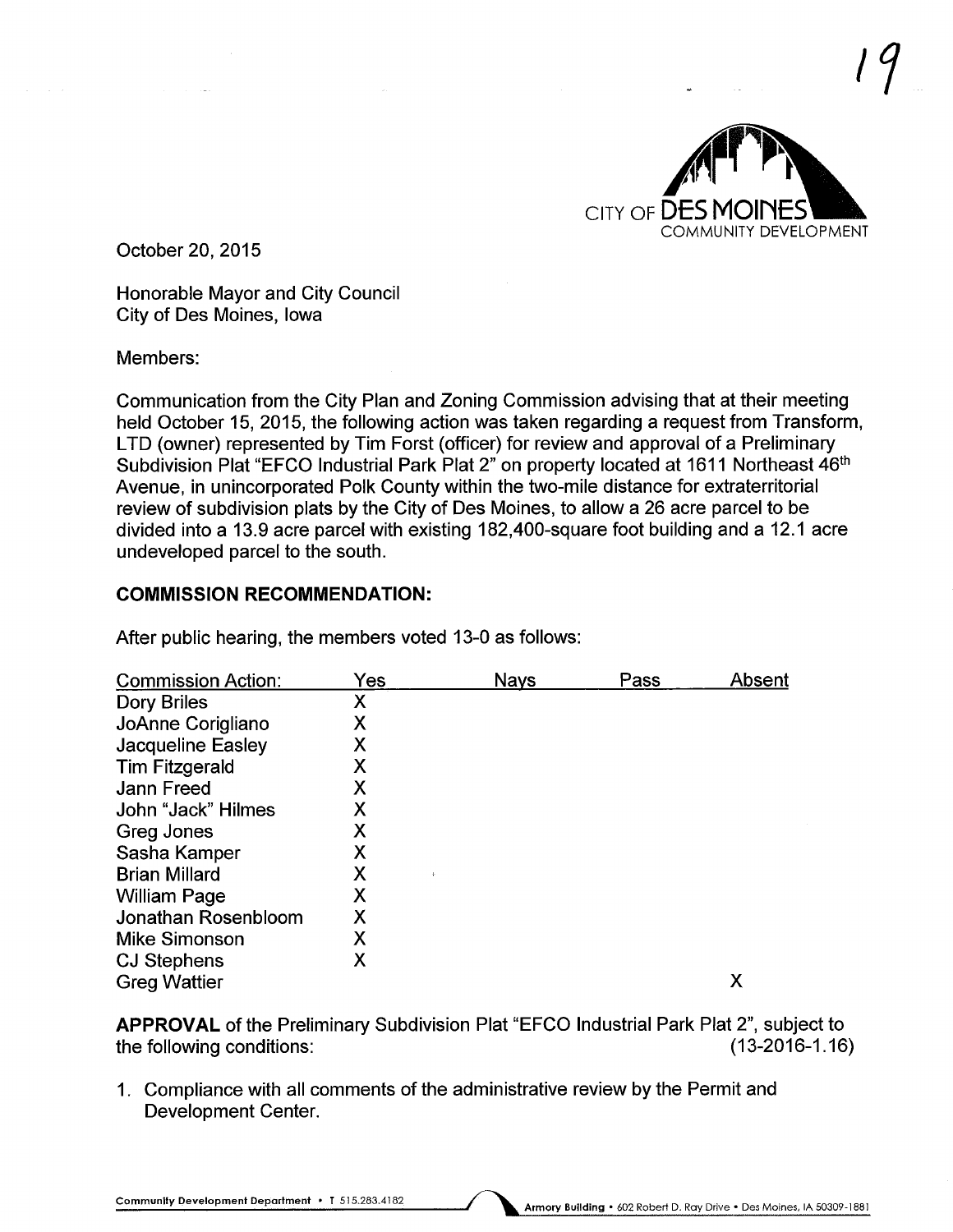October 20, 2015

Honorable Mayor and City Council
City of Des Moines, Iowa

Members:

Communication from the City Plan and Zoning Commission advising that at their meeting held October 15, 2015, the following action was taken regarding a request from Transform, LTD (owner) represented by Tim Forst (officer) for review and approval of a Preliminary Subdivision Plat "EFCO Industrial Park Plat 2" on property located at 1611 Northeast 46th Avenue, in unincorporated Polk County within the two-mile distance for extraterritorial review of subdivision plats by the City of Des Moines, to allow a 26 acre parcel to be divided into a 13.9 acre parcel with existing 182,400-square foot building and a 12.1 acre undeveloped parcel to the south.

## COMMISSION RECOMMENDATION:

After public hearing, the members voted 13-0 as follows:

| Commission Action: | Yes | Nays | Pass | Absent |
|---|---|---|---|---|
| Dory Briles | X | | | |
| JoAnne Corigliano | X | | | |
| Jacqueline Easley | X | | | |
| Tim Fitzgerald | X | | | |
| Jann Freed | X | | | |
| John "Jack" Hilmes | X | | | |
| Greg Jones | X | | | |
| Sasha Kamper | X | | | |
| Brian Millard | X | | | |
| William Page | X | | | |
| Jonathan Rosenbloom | X | | | |
| Mike Simonson | X | | | |
| CJ Stephens | X | | | |
| Greg Wattier | | | | X |

**APPROVAL** of the Preliminary Subdivision Plat "EFCO Industrial Park Plat 2", subject to the following conditions: (13-2016-1.16)

1. Compliance with all comments of the administrative review by the Permit and Development Center.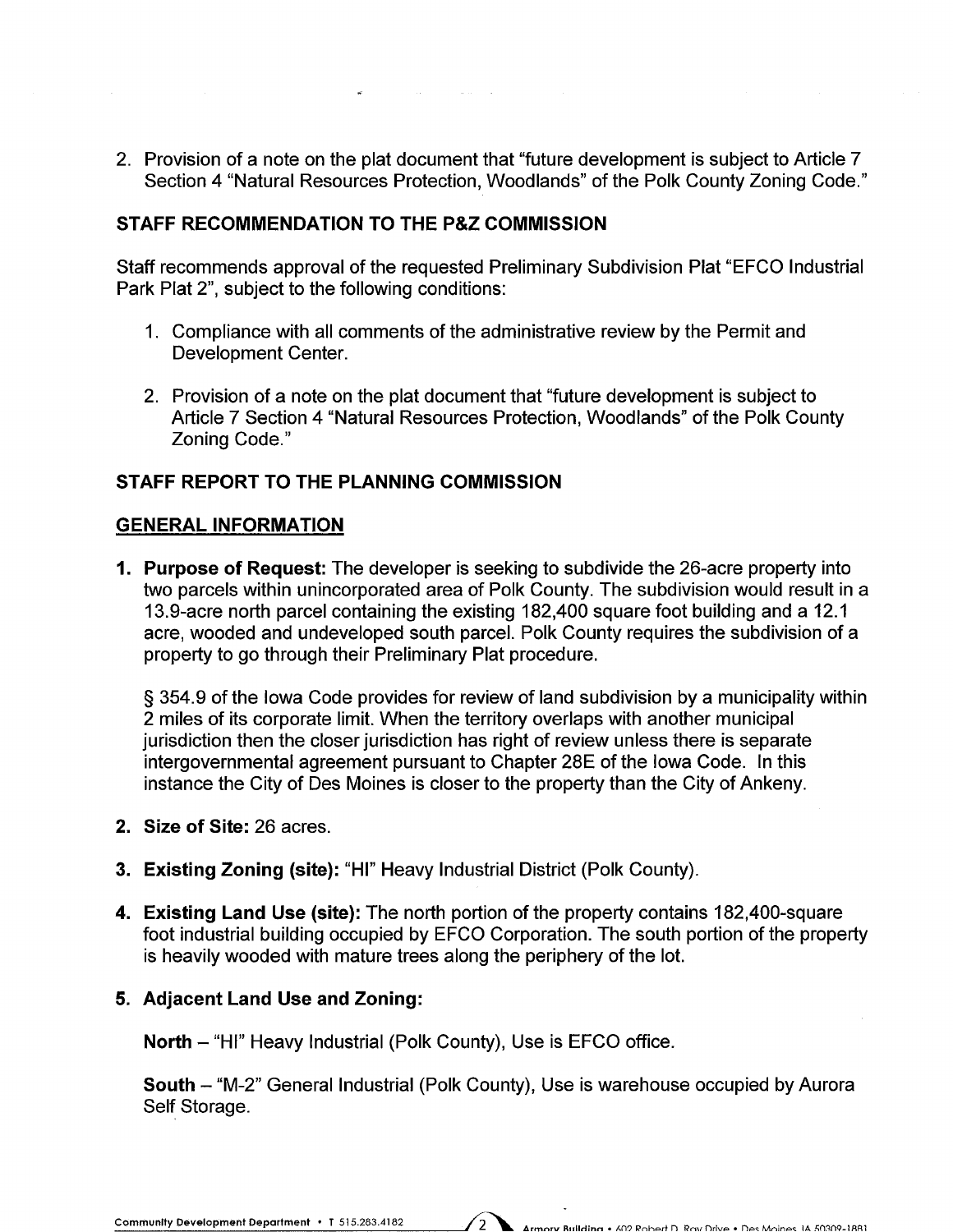2. Provision of a note on the plat document that "future development is subject to Article 7 Section 4 "Natural Resources Protection, Woodlands" of the Polk County Zoning Code."

## STAFF RECOMMENDATION TO THE P&Z COMMISSION

Staff recommends approval of the requested Preliminary Subdivision Plat "EFCO Industrial Park Plat 2", subject to the following conditions:

1. Compliance with all comments of the administrative review by the Permit and Development Center.

2. Provision of a note on the plat document that "future development is subject to Article 7 Section 4 "Natural Resources Protection, Woodlands" of the Polk County Zoning Code."

## STAFF REPORT TO THE PLANNING COMMISSION

### GENERAL INFORMATION

1. **Purpose of Request:** The developer is seeking to subdivide the 26-acre property into two parcels within unincorporated area of Polk County. The subdivision would result in a 13.9-acre north parcel containing the existing 182,400 square foot building and a 12.1 acre, wooded and undeveloped south parcel. Polk County requires the subdivision of a property to go through their Preliminary Plat procedure.

   § 354.9 of the Iowa Code provides for review of land subdivision by a municipality within 2 miles of its corporate limit. When the territory overlaps with another municipal jurisdiction then the closer jurisdiction has right of review unless there is separate intergovernmental agreement pursuant to Chapter 28E of the Iowa Code. In this instance the City of Des Moines is closer to the property than the City of Ankeny.

2. **Size of Site:** 26 acres.

3. **Existing Zoning (site):** "HI" Heavy Industrial District (Polk County).

4. **Existing Land Use (site):** The north portion of the property contains 182,400-square foot industrial building occupied by EFCO Corporation. The south portion of the property is heavily wooded with mature trees along the periphery of the lot.

5. **Adjacent Land Use and Zoning:**

   **North** – "HI" Heavy Industrial (Polk County), Use is EFCO office.

   **South** – "M-2" General Industrial (Polk County), Use is warehouse occupied by Aurora Self Storage.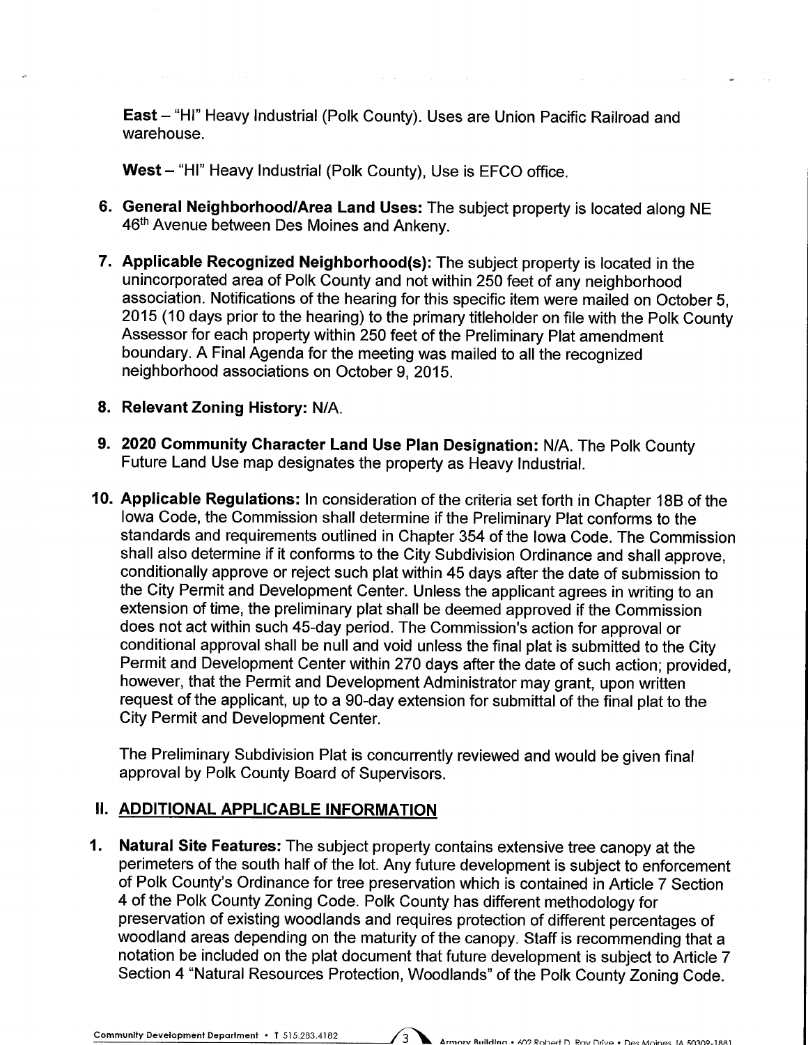**East** – "HI" Heavy Industrial (Polk County). Uses are Union Pacific Railroad and warehouse.

**West** – "HI" Heavy Industrial (Polk County), Use is EFCO office.

6. **General Neighborhood/Area Land Uses:** The subject property is located along NE 46th Avenue between Des Moines and Ankeny.

7. **Applicable Recognized Neighborhood(s):** The subject property is located in the unincorporated area of Polk County and not within 250 feet of any neighborhood association. Notifications of the hearing for this specific item were mailed on October 5, 2015 (10 days prior to the hearing) to the primary titleholder on file with the Polk County Assessor for each property within 250 feet of the Preliminary Plat amendment boundary. A Final Agenda for the meeting was mailed to all the recognized neighborhood associations on October 9, 2015.

8. **Relevant Zoning History:** N/A.

9. **2020 Community Character Land Use Plan Designation:** N/A. The Polk County Future Land Use map designates the property as Heavy Industrial.

10. **Applicable Regulations:** In consideration of the criteria set forth in Chapter 18B of the Iowa Code, the Commission shall determine if the Preliminary Plat conforms to the standards and requirements outlined in Chapter 354 of the Iowa Code. The Commission shall also determine if it conforms to the City Subdivision Ordinance and shall approve, conditionally approve or reject such plat within 45 days after the date of submission to the City Permit and Development Center. Unless the applicant agrees in writing to an extension of time, the preliminary plat shall be deemed approved if the Commission does not act within such 45-day period. The Commission's action for approval or conditional approval shall be null and void unless the final plat is submitted to the City Permit and Development Center within 270 days after the date of such action; provided, however, that the Permit and Development Administrator may grant, upon written request of the applicant, up to a 90-day extension for submittal of the final plat to the City Permit and Development Center.

    The Preliminary Subdivision Plat is concurrently reviewed and would be given final approval by Polk County Board of Supervisors.

## II. ADDITIONAL APPLICABLE INFORMATION

1. **Natural Site Features:** The subject property contains extensive tree canopy at the perimeters of the south half of the lot. Any future development is subject to enforcement of Polk County's Ordinance for tree preservation which is contained in Article 7 Section 4 of the Polk County Zoning Code. Polk County has different methodology for preservation of existing woodlands and requires protection of different percentages of woodland areas depending on the maturity of the canopy. Staff is recommending that a notation be included on the plat document that future development is subject to Article 7 Section 4 "Natural Resources Protection, Woodlands" of the Polk County Zoning Code.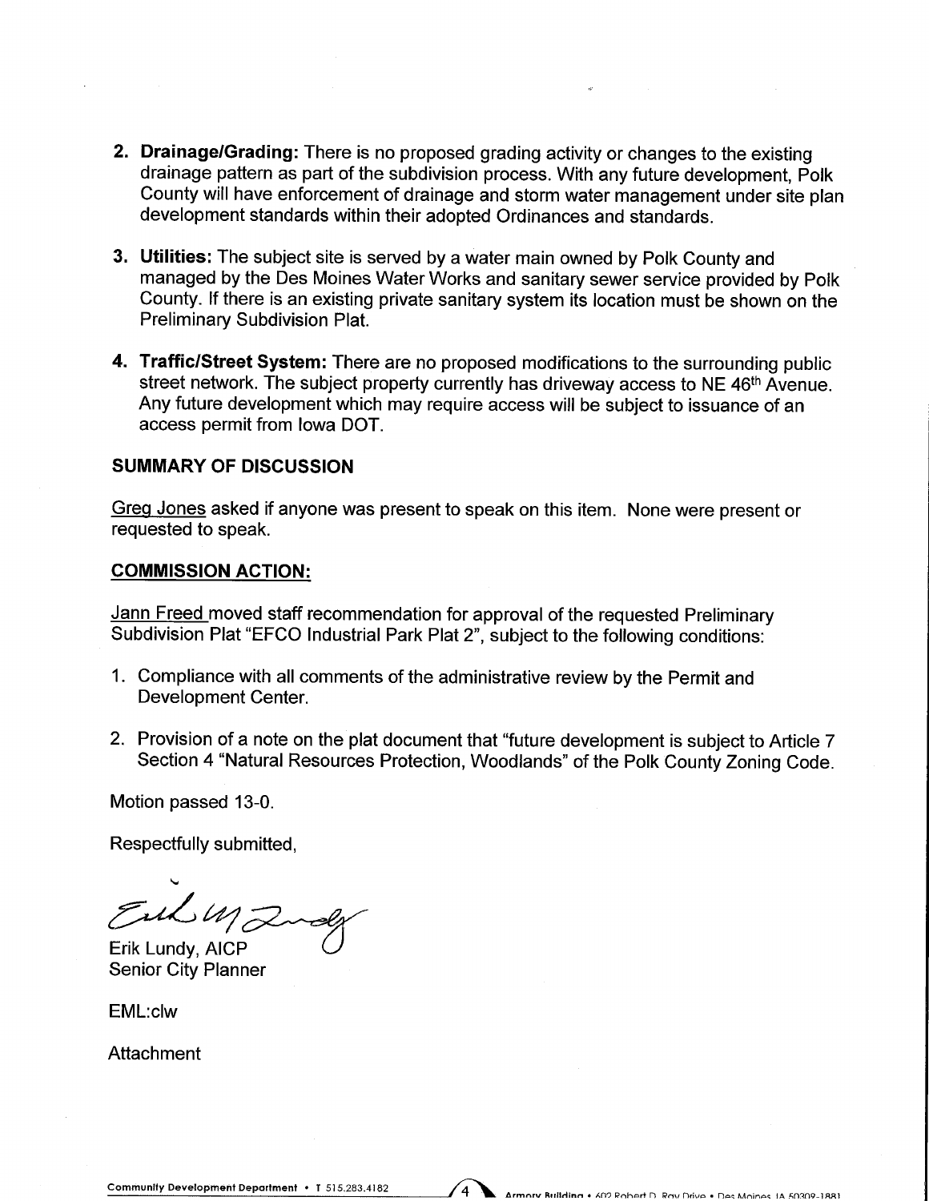2. **Drainage/Grading:** There is no proposed grading activity or changes to the existing drainage pattern as part of the subdivision process. With any future development, Polk County will have enforcement of drainage and storm water management under site plan development standards within their adopted Ordinances and standards.

3. **Utilities:** The subject site is served by a water main owned by Polk County and managed by the Des Moines Water Works and sanitary sewer service provided by Polk County. If there is an existing private sanitary system its location must be shown on the Preliminary Subdivision Plat.

4. **Traffic/Street System:** There are no proposed modifications to the surrounding public street network. The subject property currently has driveway access to NE 46th Avenue. Any future development which may require access will be subject to issuance of an access permit from Iowa DOT.

**SUMMARY OF DISCUSSION**

Greg Jones asked if anyone was present to speak on this item. None were present or requested to speak.

**COMMISSION ACTION:**

Jann Freed moved staff recommendation for approval of the requested Preliminary Subdivision Plat "EFCO Industrial Park Plat 2", subject to the following conditions:

1. Compliance with all comments of the administrative review by the Permit and Development Center.

2. Provision of a note on the plat document that "future development is subject to Article 7 Section 4 "Natural Resources Protection, Woodlands" of the Polk County Zoning Code.

Motion passed 13-0.

Respectfully submitted,

Erik Lundy, AICP
Senior City Planner

EML:clw

Attachment